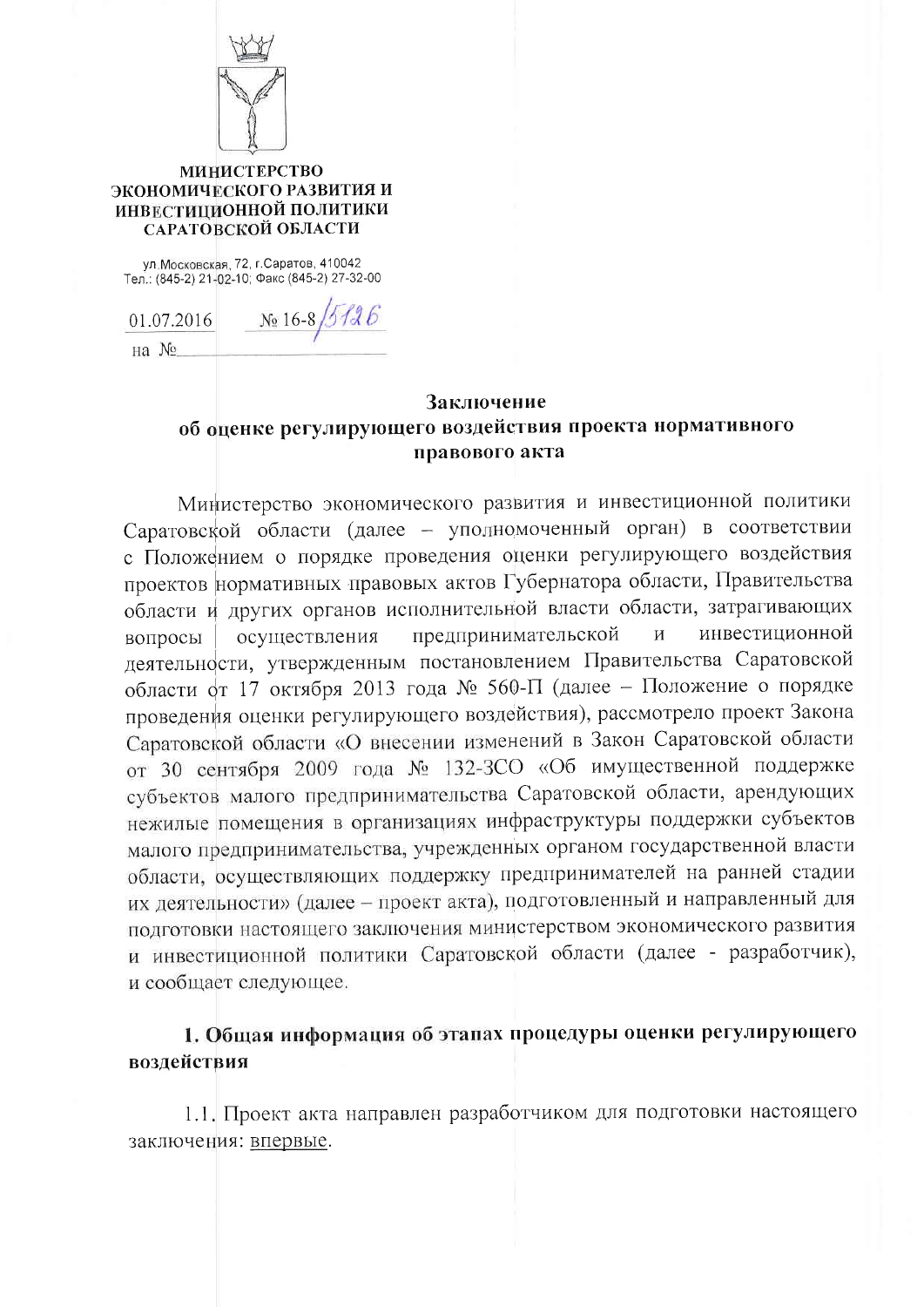**МИНИСТЕРСТВО ЭКОНОМИЧЕСКОГО РАЗВИТИЯ И ИНВЕСТИЦИОННОЙ ПОЛИТИКИ САРАТОВСКОЙ ОБЛАСТИ**

ул.Московская, 72, г.Саратов, 410042
Тел.: (845-2) 21-02-10; Факс (845-2) 27-32-00

01.07.2016 № 16-8/5126

на №

## Заключение об оценке регулирующего воздействия проекта нормативного правового акта

Министерство экономического развития и инвестиционной политики Саратовской области (далее – уполномоченный орган) в соответствии с Положением о порядке проведения оценки регулирующего воздействия проектов нормативных правовых актов Губернатора области, Правительства области и других органов исполнительной власти области, затрагивающих вопросы осуществления предпринимательской и инвестиционной деятельности, утвержденным постановлением Правительства Саратовской области от 17 октября 2013 года № 560-П (далее – Положение о порядке проведения оценки регулирующего воздействия), рассмотрело проект Закона Саратовской области «О внесении изменений в Закон Саратовской области от 30 сентября 2009 года № 132-ЗСО «Об имущественной поддержке субъектов малого предпринимательства Саратовской области, арендующих нежилые помещения в организациях инфраструктуры поддержки субъектов малого предпринимательства, учрежденных органом государственной власти области, осуществляющих поддержку предпринимателей на ранней стадии их деятельности» (далее – проект акта), подготовленный и направленный для подготовки настоящего заключения министерством экономического развития и инвестиционной политики Саратовской области (далее - разработчик), и сообщает следующее.

### 1. Общая информация об этапах процедуры оценки регулирующего воздействия

1.1. Проект акта направлен разработчиком для подготовки настоящего заключения: впервые.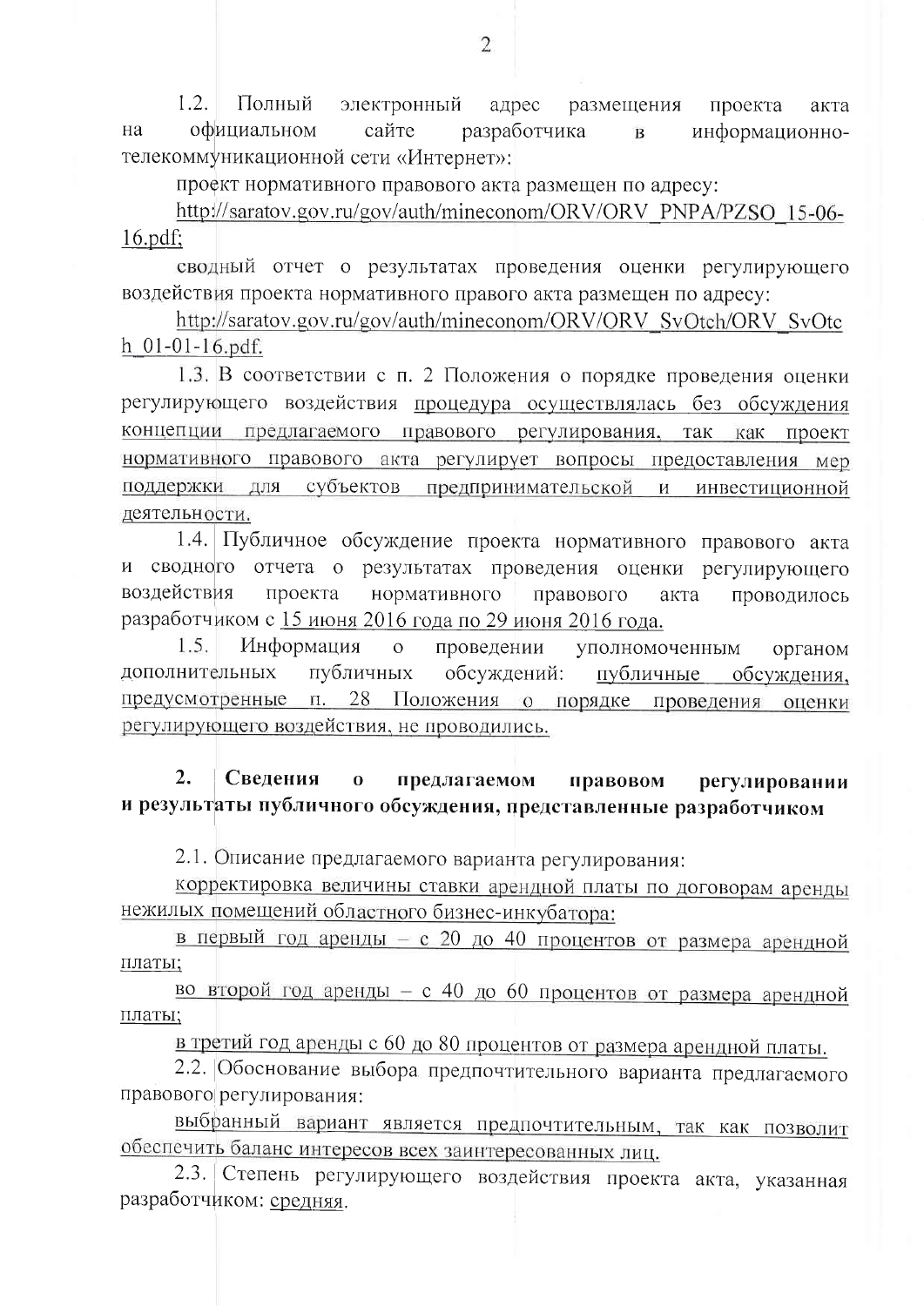1.2. Полный электронный адрес размещения проекта акта на официальном сайте разработчика в информационно-телекоммуникационной сети «Интернет»:

проект нормативного правового акта размещен по адресу:

http://saratov.gov.ru/gov/auth/mineconom/ORV/ORV_PNPA/PZSO_15-06-16.pdf;

сводный отчет о результатах проведения оценки регулирующего воздействия проекта нормативного правого акта размещен по адресу:

http://saratov.gov.ru/gov/auth/mineconom/ORV/ORV_SvOtch/ORV_SvOtch_01-01-16.pdf.

1.3. В соответствии с п. 2 Положения о порядке проведения оценки регулирующего воздействия процедура осуществлялась без обсуждения концепции предлагаемого правового регулирования, так как проект нормативного правового акта регулирует вопросы предоставления мер поддержки для субъектов предпринимательской и инвестиционной деятельности.

1.4. Публичное обсуждение проекта нормативного правового акта и сводного отчета о результатах проведения оценки регулирующего воздействия проекта нормативного правового акта проводилось разработчиком с 15 июня 2016 года по 29 июня 2016 года.

1.5. Информация о проведении уполномоченным органом дополнительных публичных обсуждений: публичные обсуждения, предусмотренные п. 28 Положения о порядке проведения оценки регулирующего воздействия, не проводились.

## 2. Сведения о предлагаемом правовом регулировании и результаты публичного обсуждения, представленные разработчиком

2.1. Описание предлагаемого варианта регулирования:

корректировка величины ставки арендной платы по договорам аренды нежилых помещений областного бизнес-инкубатора:

в первый год аренды – с 20 до 40 процентов от размера арендной платы;

во второй год аренды – с 40 до 60 процентов от размера арендной платы;

в третий год аренды с 60 до 80 процентов от размера арендной платы.

2.2. Обоснование выбора предпочтительного варианта предлагаемого правового регулирования:

выбранный вариант является предпочтительным, так как позволит обеспечить баланс интересов всех заинтересованных лиц.

2.3. Степень регулирующего воздействия проекта акта, указанная разработчиком: средняя.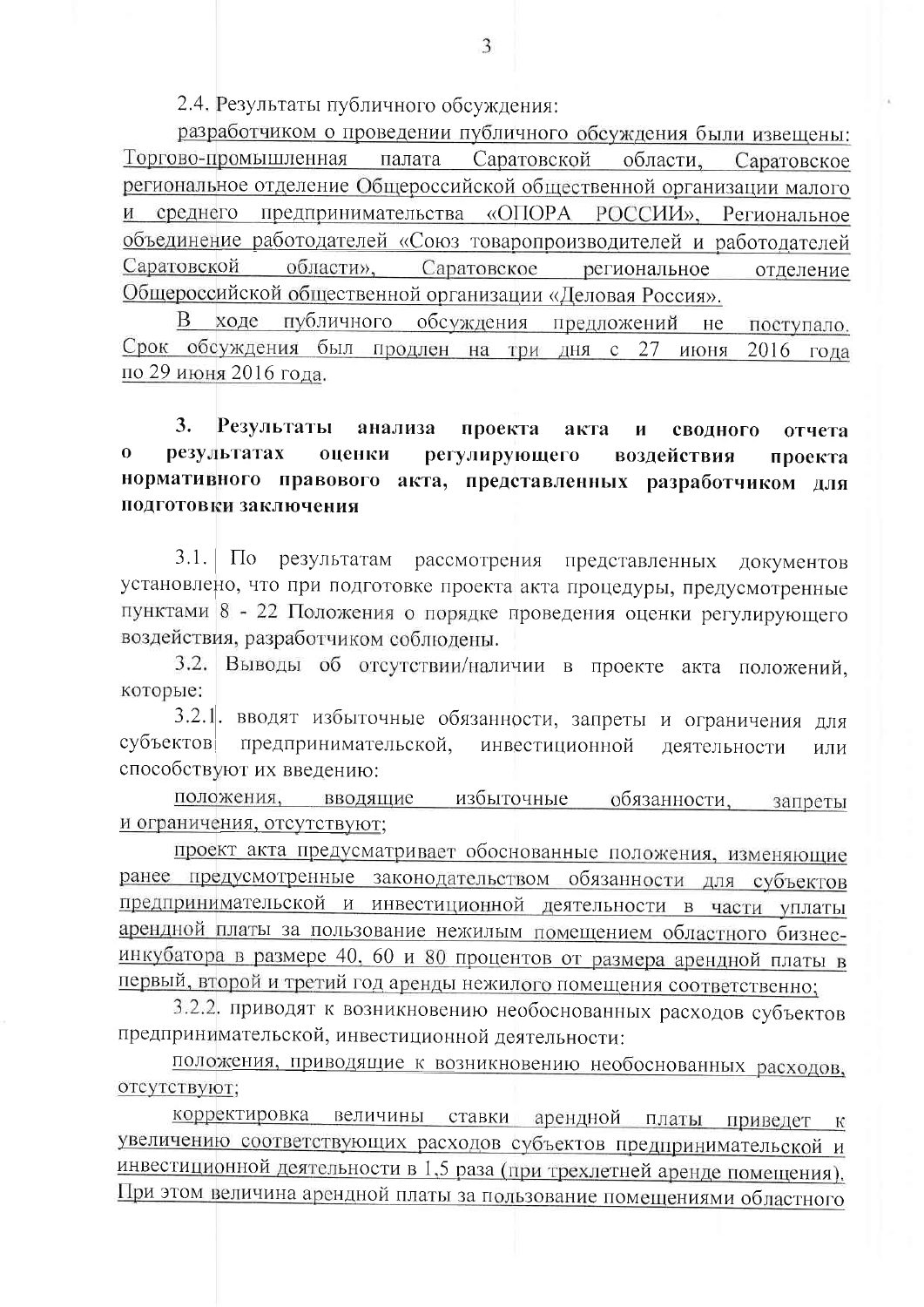2.4. Результаты публичного обсуждения:

разработчиком о проведении публичного обсуждения были извещены: Торгово-промышленная палата Саратовской области, Саратовское региональное отделение Общероссийской общественной организации малого и среднего предпринимательства «ОПОРА РОССИИ», Региональное объединение работодателей «Союз товаропроизводителей и работодателей Саратовской области», Саратовское региональное отделение Общероссийской общественной организации «Деловая Россия».

В ходе публичного обсуждения предложений не поступало. Срок обсуждения был продлен на три дня с 27 июня 2016 года по 29 июня 2016 года.

## 3. Результаты анализа проекта акта и сводного отчета о результатах оценки регулирующего воздействия проекта нормативного правового акта, представленных разработчиком для подготовки заключения

3.1. По результатам рассмотрения представленных документов установлено, что при подготовке проекта акта процедуры, предусмотренные пунктами 8 - 22 Положения о порядке проведения оценки регулирующего воздействия, разработчиком соблюдены.

3.2. Выводы об отсутствии/наличии в проекте акта положений, которые:

3.2.1. вводят избыточные обязанности, запреты и ограничения для субъектов предпринимательской, инвестиционной деятельности или способствуют их введению:

положения, вводящие избыточные обязанности, запреты и ограничения, отсутствуют;

проект акта предусматривает обоснованные положения, изменяющие ранее предусмотренные законодательством обязанности для субъектов предпринимательской и инвестиционной деятельности в части уплаты арендной платы за пользование нежилым помещением областного бизнес-инкубатора в размере 40, 60 и 80 процентов от размера арендной платы в первый, второй и третий год аренды нежилого помещения соответственно;

3.2.2. приводят к возникновению необоснованных расходов субъектов предпринимательской, инвестиционной деятельности:

положения, приводящие к возникновению необоснованных расходов, отсутствуют;

корректировка величины ставки арендной платы приведет к увеличению соответствующих расходов субъектов предпринимательской и инвестиционной деятельности в 1,5 раза (при трехлетней аренде помещения). При этом величина арендной платы за пользование помещениями областного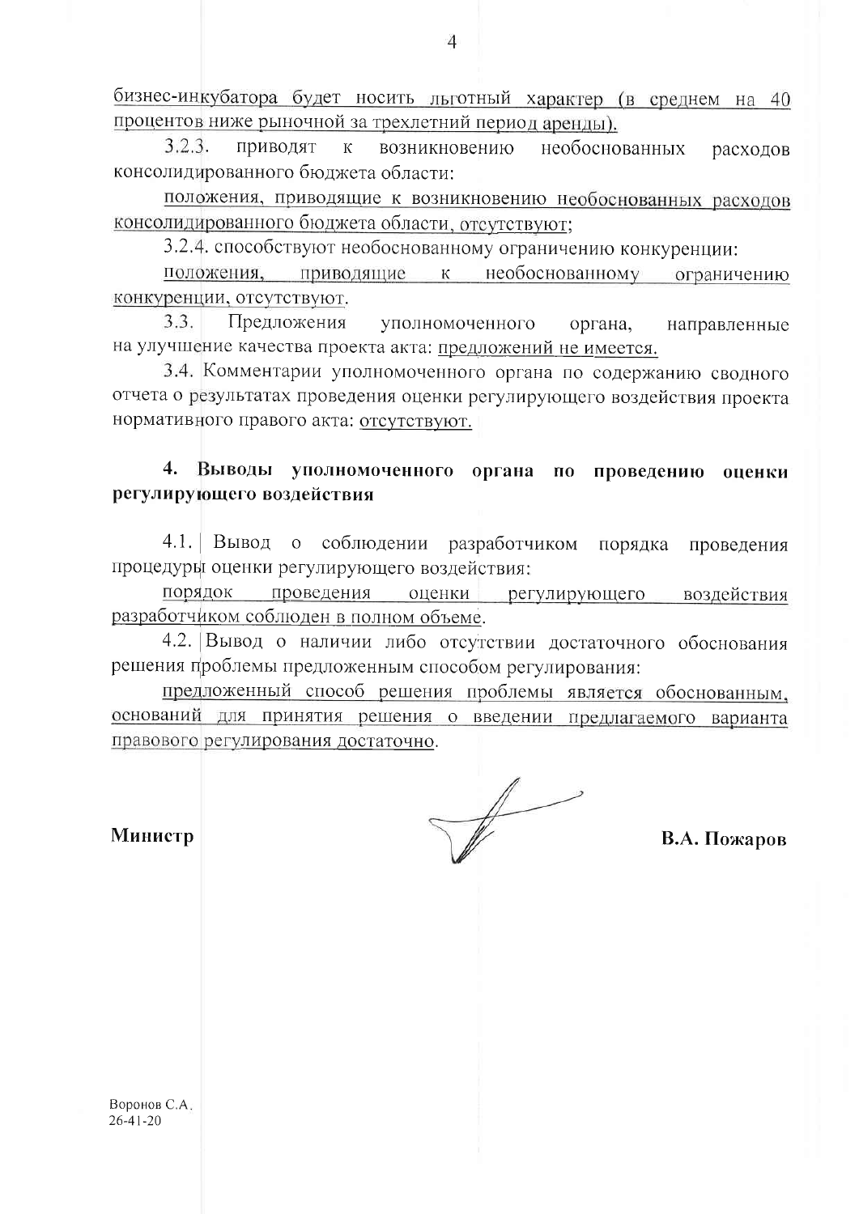бизнес-инкубатора будет носить льготный характер (в среднем на 40 процентов ниже рыночной за трехлетний период аренды).

3.2.3. приводят к возникновению необоснованных расходов консолидированного бюджета области:

положения, приводящие к возникновению необоснованных расходов консолидированного бюджета области, отсутствуют;

3.2.4. способствуют необоснованному ограничению конкуренции:

положения, приводящие к необоснованному ограничению конкуренции, отсутствуют.

3.3. Предложения уполномоченного органа, направленные на улучшение качества проекта акта: предложений не имеется.

3.4. Комментарии уполномоченного органа по содержанию сводного отчета о результатах проведения оценки регулирующего воздействия проекта нормативного правого акта: отсутствуют.

**4. Выводы уполномоченного органа по проведению оценки регулирующего воздействия**

4.1. Вывод о соблюдении разработчиком порядка проведения процедуры оценки регулирующего воздействия:

порядок проведения оценки регулирующего воздействия разработчиком соблюден в полном объеме.

4.2. Вывод о наличии либо отсутствии достаточного обоснования решения проблемы предложенным способом регулирования:

предложенный способ решения проблемы является обоснованным, оснований для принятия решения о введении предлагаемого варианта правового регулирования достаточно.

**Министр** **В.А. Пожаров**

Воронов С.А.
26-41-20